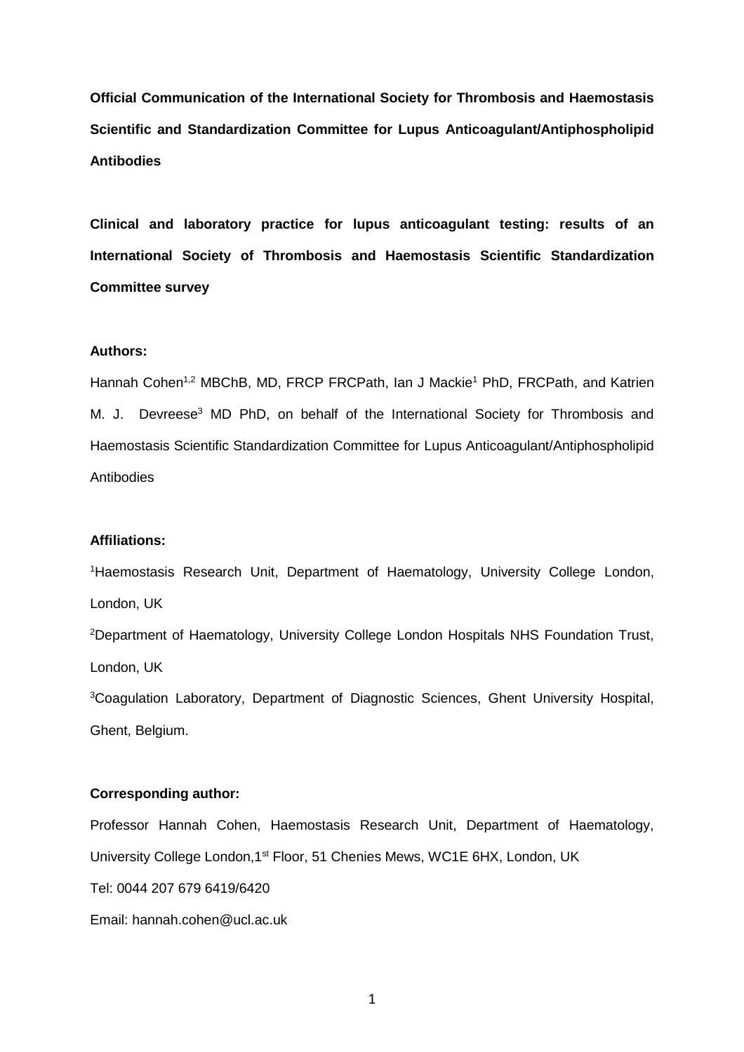**Official Communication of the International Society for Thrombosis and Haemostasis Scientific and Standardization Committee for Lupus Anticoagulant/Antiphospholipid Antibodies**

# Clinical and laboratory practice for lupus anticoagulant testing: results of an International Society of Thrombosis and Haemostasis Scientific Standardization Committee survey

**Authors:**

Hannah Cohen[1,2] MBChB, MD, FRCP FRCPath, Ian J Mackie[1] PhD, FRCPath, and Katrien M. J. Devreese[3] MD PhD, on behalf of the International Society for Thrombosis and Haemostasis Scientific Standardization Committee for Lupus Anticoagulant/Antiphospholipid Antibodies

**Affiliations:**

[1]Haemostasis Research Unit, Department of Haematology, University College London, London, UK

[2]Department of Haematology, University College London Hospitals NHS Foundation Trust, London, UK

[3]Coagulation Laboratory, Department of Diagnostic Sciences, Ghent University Hospital, Ghent, Belgium.

**Corresponding author:**

Professor Hannah Cohen, Haemostasis Research Unit, Department of Haematology, University College London,1st Floor, 51 Chenies Mews, WC1E 6HX, London, UK

Tel: 0044 207 679 6419/6420

Email: hannah.cohen@ucl.ac.uk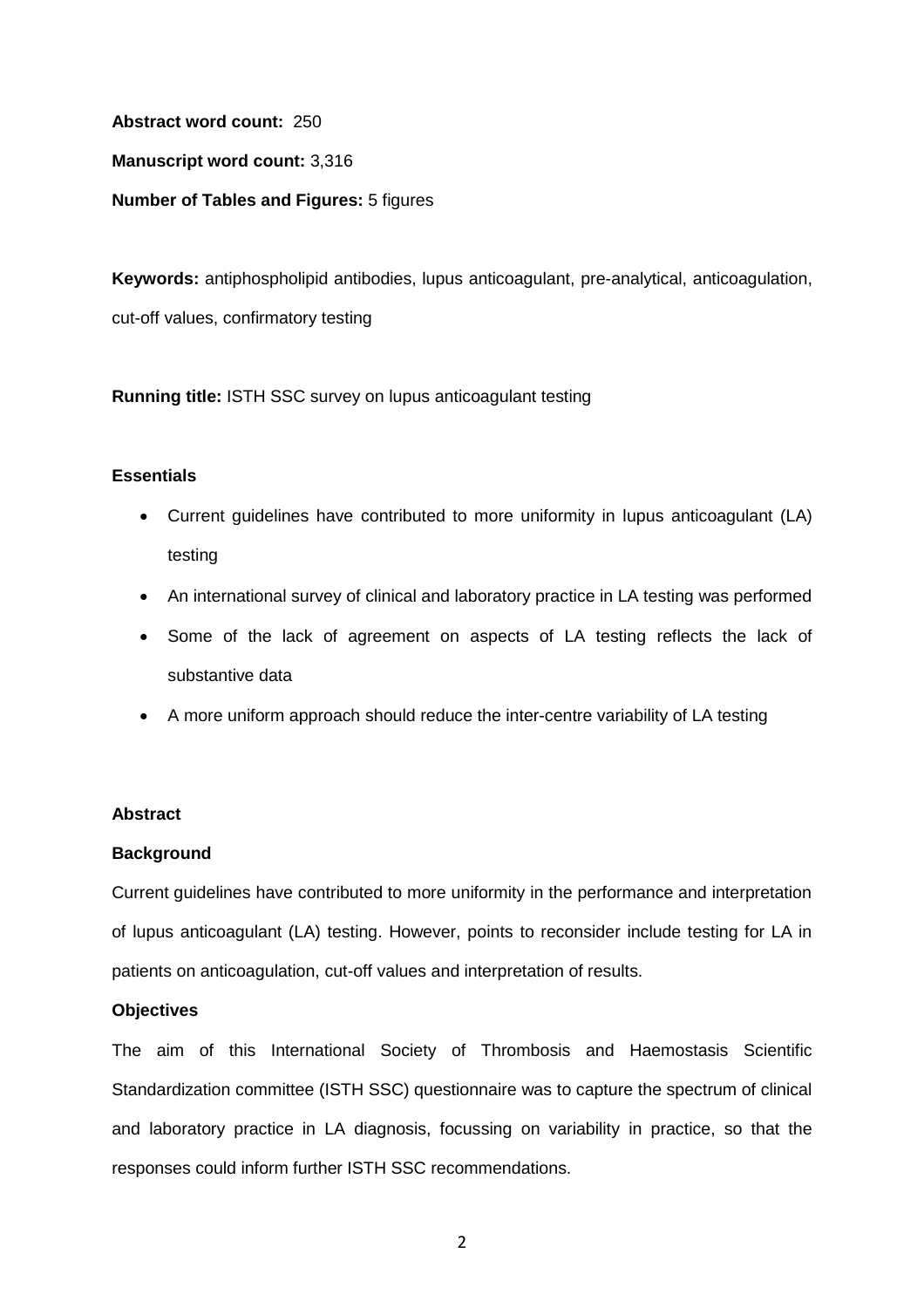**Abstract word count:** 250

**Manuscript word count:** 3,316

**Number of Tables and Figures:** 5 figures

**Keywords:** antiphospholipid antibodies, lupus anticoagulant, pre-analytical, anticoagulation, cut-off values, confirmatory testing

**Running title:** ISTH SSC survey on lupus anticoagulant testing

**Essentials**

- Current guidelines have contributed to more uniformity in lupus anticoagulant (LA) testing
- An international survey of clinical and laboratory practice in LA testing was performed
- Some of the lack of agreement on aspects of LA testing reflects the lack of substantive data
- A more uniform approach should reduce the inter-centre variability of LA testing

**Abstract**

**Background**

Current guidelines have contributed to more uniformity in the performance and interpretation of lupus anticoagulant (LA) testing. However, points to reconsider include testing for LA in patients on anticoagulation, cut-off values and interpretation of results.

**Objectives**

The aim of this International Society of Thrombosis and Haemostasis Scientific Standardization committee (ISTH SSC) questionnaire was to capture the spectrum of clinical and laboratory practice in LA diagnosis, focussing on variability in practice, so that the responses could inform further ISTH SSC recommendations.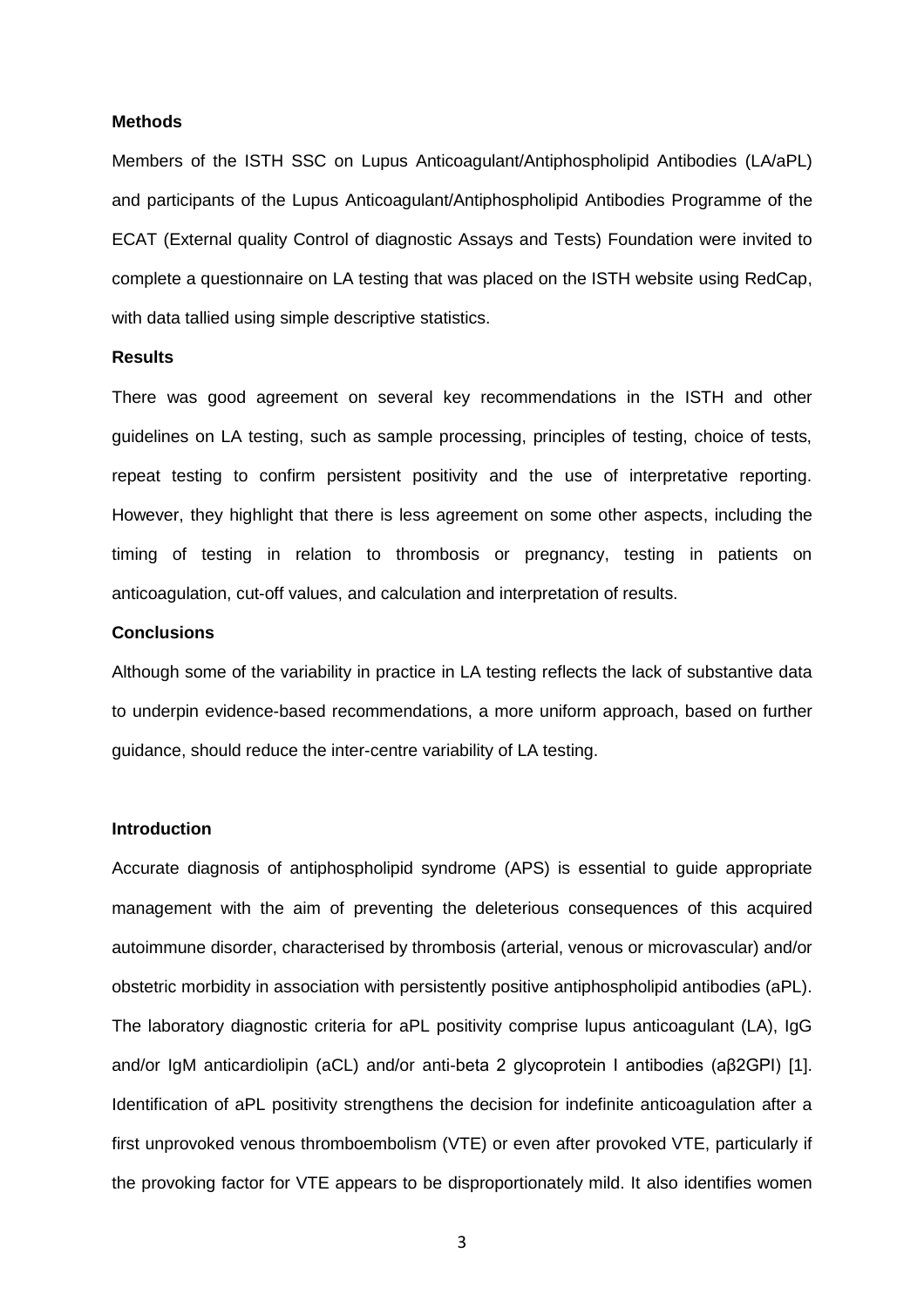**Methods**

Members of the ISTH SSC on Lupus Anticoagulant/Antiphospholipid Antibodies (LA/aPL) and participants of the Lupus Anticoagulant/Antiphospholipid Antibodies Programme of the ECAT (External quality Control of diagnostic Assays and Tests) Foundation were invited to complete a questionnaire on LA testing that was placed on the ISTH website using RedCap, with data tallied using simple descriptive statistics.

**Results**

There was good agreement on several key recommendations in the ISTH and other guidelines on LA testing, such as sample processing, principles of testing, choice of tests, repeat testing to confirm persistent positivity and the use of interpretative reporting. However, they highlight that there is less agreement on some other aspects, including the timing of testing in relation to thrombosis or pregnancy, testing in patients on anticoagulation, cut-off values, and calculation and interpretation of results.

**Conclusions**

Although some of the variability in practice in LA testing reflects the lack of substantive data to underpin evidence-based recommendations, a more uniform approach, based on further guidance, should reduce the inter-centre variability of LA testing.

**Introduction**

Accurate diagnosis of antiphospholipid syndrome (APS) is essential to guide appropriate management with the aim of preventing the deleterious consequences of this acquired autoimmune disorder, characterised by thrombosis (arterial, venous or microvascular) and/or obstetric morbidity in association with persistently positive antiphospholipid antibodies (aPL). The laboratory diagnostic criteria for aPL positivity comprise lupus anticoagulant (LA), IgG and/or IgM anticardiolipin (aCL) and/or anti-beta 2 glycoprotein I antibodies (aβ2GPI) [1]. Identification of aPL positivity strengthens the decision for indefinite anticoagulation after a first unprovoked venous thromboembolism (VTE) or even after provoked VTE, particularly if the provoking factor for VTE appears to be disproportionately mild. It also identifies women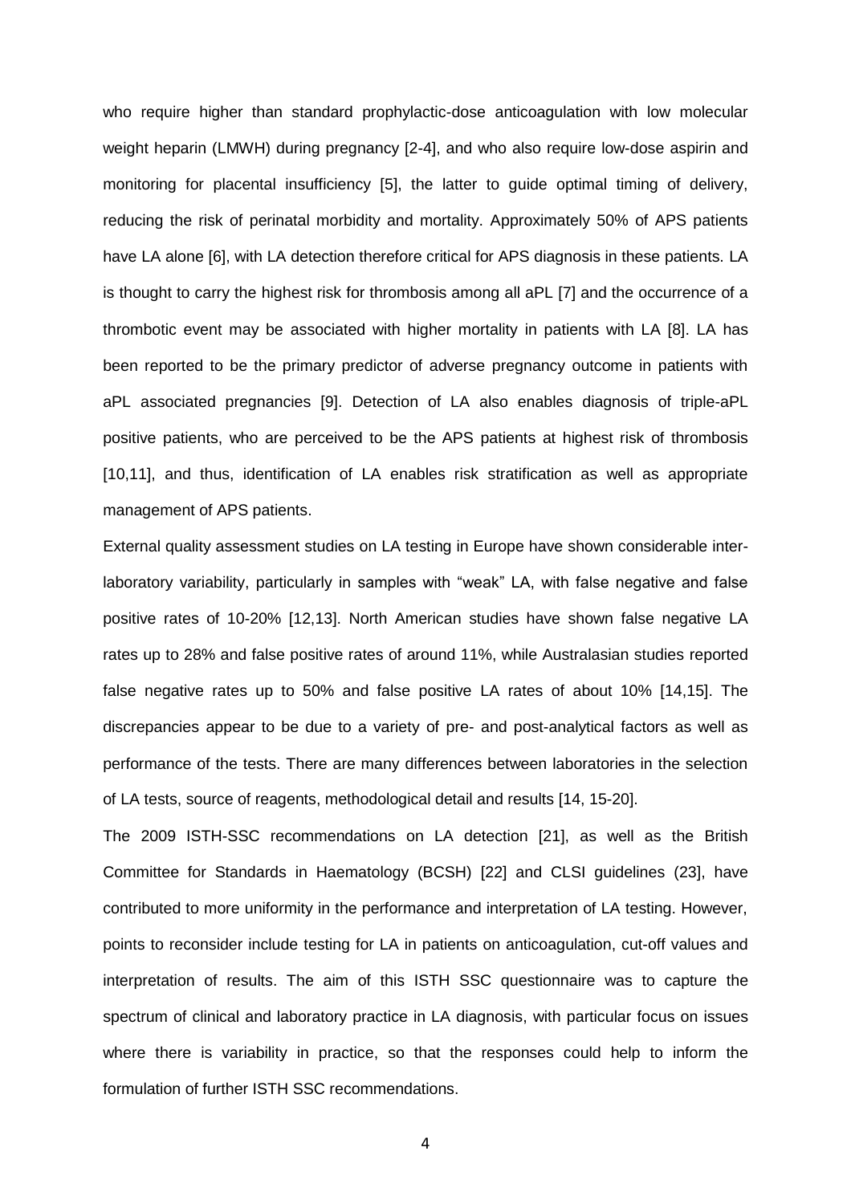who require higher than standard prophylactic-dose anticoagulation with low molecular weight heparin (LMWH) during pregnancy [2-4], and who also require low-dose aspirin and monitoring for placental insufficiency [5], the latter to guide optimal timing of delivery, reducing the risk of perinatal morbidity and mortality. Approximately 50% of APS patients have LA alone [6], with LA detection therefore critical for APS diagnosis in these patients. LA is thought to carry the highest risk for thrombosis among all aPL [7] and the occurrence of a thrombotic event may be associated with higher mortality in patients with LA [8]. LA has been reported to be the primary predictor of adverse pregnancy outcome in patients with aPL associated pregnancies [9]. Detection of LA also enables diagnosis of triple-aPL positive patients, who are perceived to be the APS patients at highest risk of thrombosis [10,11], and thus, identification of LA enables risk stratification as well as appropriate management of APS patients.

External quality assessment studies on LA testing in Europe have shown considerable inter-laboratory variability, particularly in samples with "weak" LA, with false negative and false positive rates of 10-20% [12,13]. North American studies have shown false negative LA rates up to 28% and false positive rates of around 11%, while Australasian studies reported false negative rates up to 50% and false positive LA rates of about 10% [14,15]. The discrepancies appear to be due to a variety of pre- and post-analytical factors as well as performance of the tests. There are many differences between laboratories in the selection of LA tests, source of reagents, methodological detail and results [14, 15-20].

The 2009 ISTH-SSC recommendations on LA detection [21], as well as the British Committee for Standards in Haematology (BCSH) [22] and CLSI guidelines (23], have contributed to more uniformity in the performance and interpretation of LA testing. However, points to reconsider include testing for LA in patients on anticoagulation, cut-off values and interpretation of results. The aim of this ISTH SSC questionnaire was to capture the spectrum of clinical and laboratory practice in LA diagnosis, with particular focus on issues where there is variability in practice, so that the responses could help to inform the formulation of further ISTH SSC recommendations.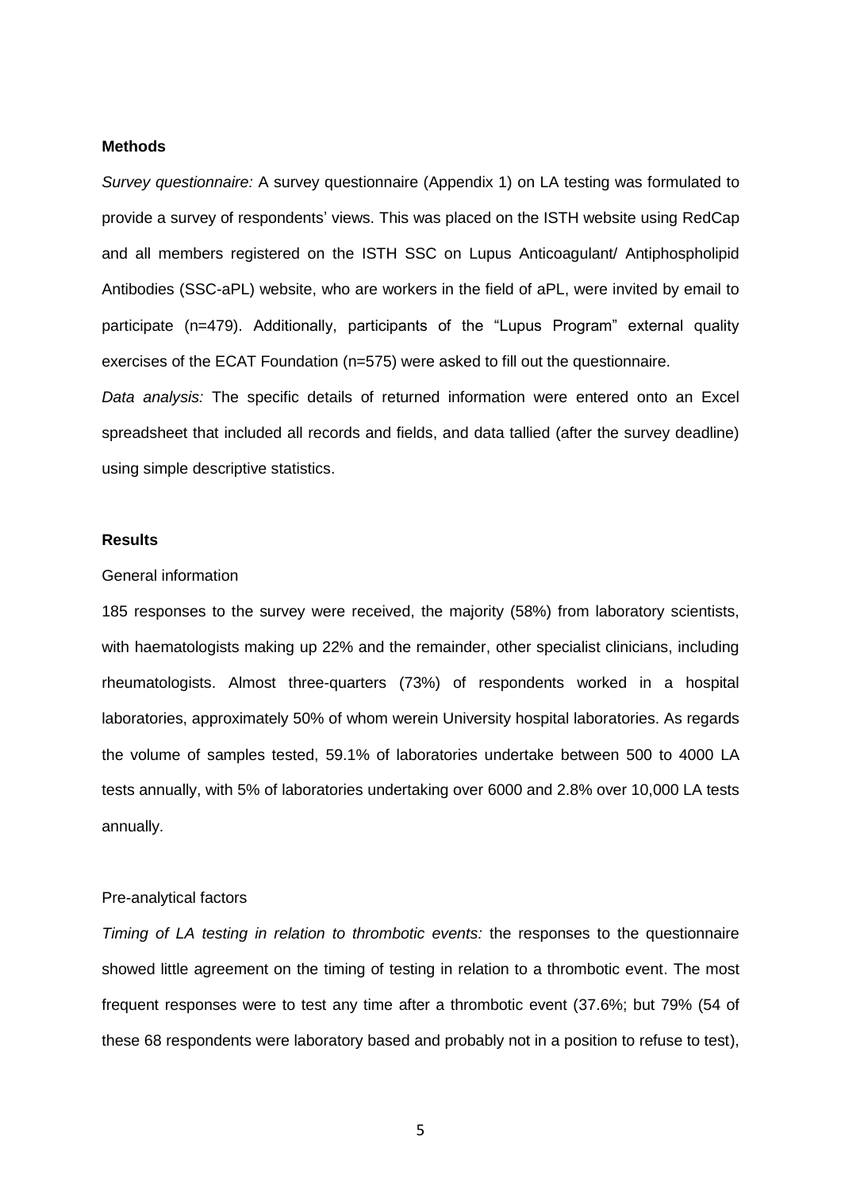## Methods

*Survey questionnaire:* A survey questionnaire (Appendix 1) on LA testing was formulated to provide a survey of respondents' views. This was placed on the ISTH website using RedCap and all members registered on the ISTH SSC on Lupus Anticoagulant/ Antiphospholipid Antibodies (SSC-aPL) website, who are workers in the field of aPL, were invited by email to participate (n=479). Additionally, participants of the "Lupus Program" external quality exercises of the ECAT Foundation (n=575) were asked to fill out the questionnaire.

*Data analysis:* The specific details of returned information were entered onto an Excel spreadsheet that included all records and fields, and data tallied (after the survey deadline) using simple descriptive statistics.

## Results

### General information

185 responses to the survey were received, the majority (58%) from laboratory scientists, with haematologists making up 22% and the remainder, other specialist clinicians, including rheumatologists. Almost three-quarters (73%) of respondents worked in a hospital laboratories, approximately 50% of whom werein University hospital laboratories. As regards the volume of samples tested, 59.1% of laboratories undertake between 500 to 4000 LA tests annually, with 5% of laboratories undertaking over 6000 and 2.8% over 10,000 LA tests annually.

### Pre-analytical factors

*Timing of LA testing in relation to thrombotic events:* the responses to the questionnaire showed little agreement on the timing of testing in relation to a thrombotic event. The most frequent responses were to test any time after a thrombotic event (37.6%; but 79% (54 of these 68 respondents were laboratory based and probably not in a position to refuse to test),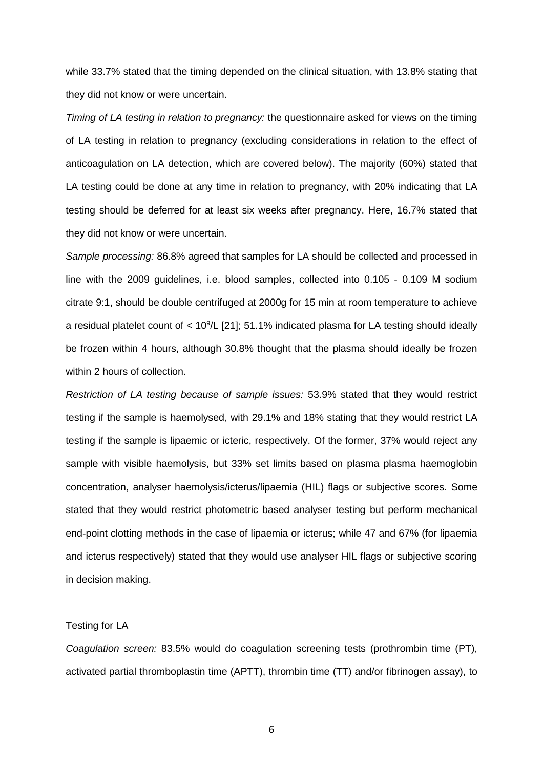while 33.7% stated that the timing depended on the clinical situation, with 13.8% stating that they did not know or were uncertain.

*Timing of LA testing in relation to pregnancy:* the questionnaire asked for views on the timing of LA testing in relation to pregnancy (excluding considerations in relation to the effect of anticoagulation on LA detection, which are covered below). The majority (60%) stated that LA testing could be done at any time in relation to pregnancy, with 20% indicating that LA testing should be deferred for at least six weeks after pregnancy. Here, 16.7% stated that they did not know or were uncertain.

*Sample processing:* 86.8% agreed that samples for LA should be collected and processed in line with the 2009 guidelines, i.e. blood samples, collected into 0.105 - 0.109 M sodium citrate 9:1, should be double centrifuged at 2000g for 15 min at room temperature to achieve a residual platelet count of $< 10^9$/L [21]; 51.1% indicated plasma for LA testing should ideally be frozen within 4 hours, although 30.8% thought that the plasma should ideally be frozen within 2 hours of collection.

*Restriction of LA testing because of sample issues:* 53.9% stated that they would restrict testing if the sample is haemolysed, with 29.1% and 18% stating that they would restrict LA testing if the sample is lipaemic or icteric, respectively. Of the former, 37% would reject any sample with visible haemolysis, but 33% set limits based on plasma plasma haemoglobin concentration, analyser haemolysis/icterus/lipaemia (HIL) flags or subjective scores. Some stated that they would restrict photometric based analyser testing but perform mechanical end-point clotting methods in the case of lipaemia or icterus; while 47 and 67% (for lipaemia and icterus respectively) stated that they would use analyser HIL flags or subjective scoring in decision making.

## Testing for LA

*Coagulation screen:* 83.5% would do coagulation screening tests (prothrombin time (PT), activated partial thromboplastin time (APTT), thrombin time (TT) and/or fibrinogen assay), to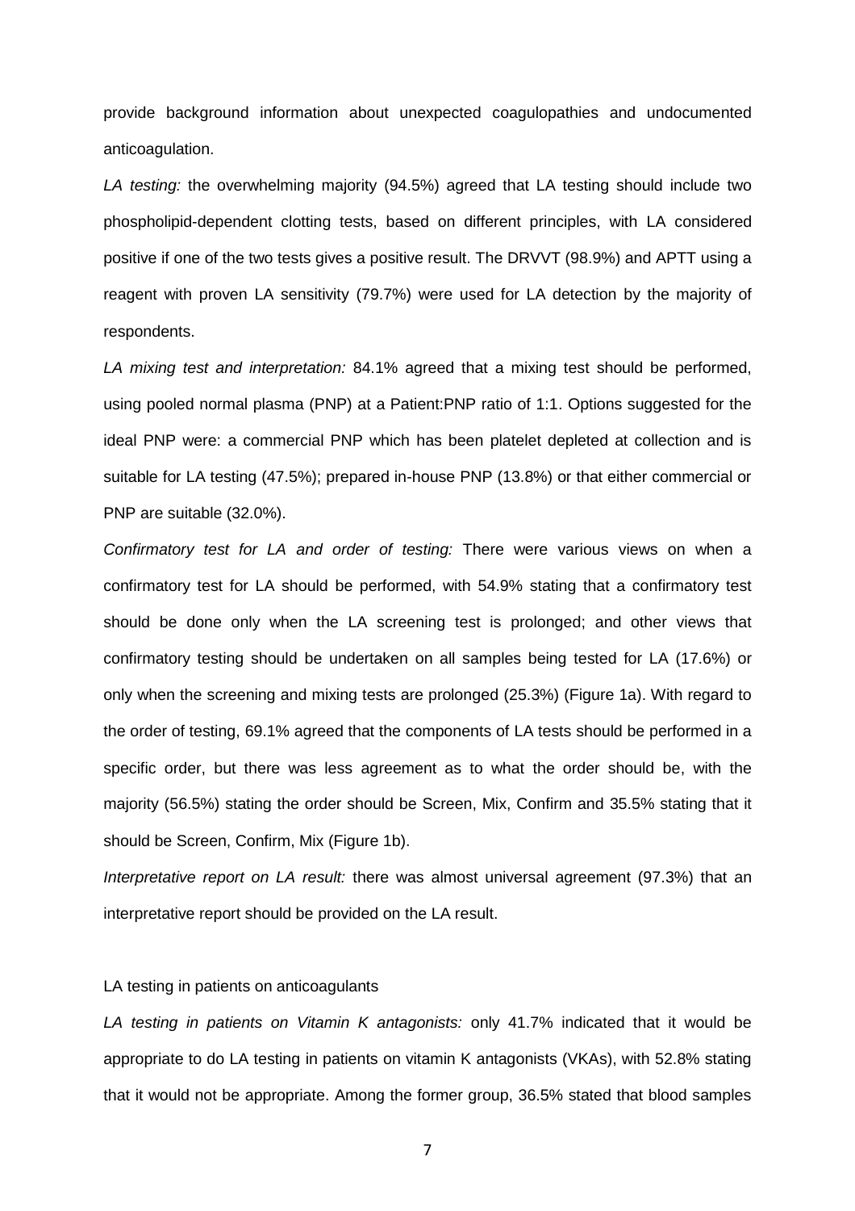provide background information about unexpected coagulopathies and undocumented anticoagulation.

*LA testing:* the overwhelming majority (94.5%) agreed that LA testing should include two phospholipid-dependent clotting tests, based on different principles, with LA considered positive if one of the two tests gives a positive result. The DRVVT (98.9%) and APTT using a reagent with proven LA sensitivity (79.7%) were used for LA detection by the majority of respondents.

*LA mixing test and interpretation:* 84.1% agreed that a mixing test should be performed, using pooled normal plasma (PNP) at a Patient:PNP ratio of 1:1. Options suggested for the ideal PNP were: a commercial PNP which has been platelet depleted at collection and is suitable for LA testing (47.5%); prepared in-house PNP (13.8%) or that either commercial or PNP are suitable (32.0%).

*Confirmatory test for LA and order of testing:* There were various views on when a confirmatory test for LA should be performed, with 54.9% stating that a confirmatory test should be done only when the LA screening test is prolonged; and other views that confirmatory testing should be undertaken on all samples being tested for LA (17.6%) or only when the screening and mixing tests are prolonged (25.3%) (Figure 1a). With regard to the order of testing, 69.1% agreed that the components of LA tests should be performed in a specific order, but there was less agreement as to what the order should be, with the majority (56.5%) stating the order should be Screen, Mix, Confirm and 35.5% stating that it should be Screen, Confirm, Mix (Figure 1b).

*Interpretative report on LA result:* there was almost universal agreement (97.3%) that an interpretative report should be provided on the LA result.

LA testing in patients on anticoagulants

*LA testing in patients on Vitamin K antagonists:* only 41.7% indicated that it would be appropriate to do LA testing in patients on vitamin K antagonists (VKAs), with 52.8% stating that it would not be appropriate. Among the former group, 36.5% stated that blood samples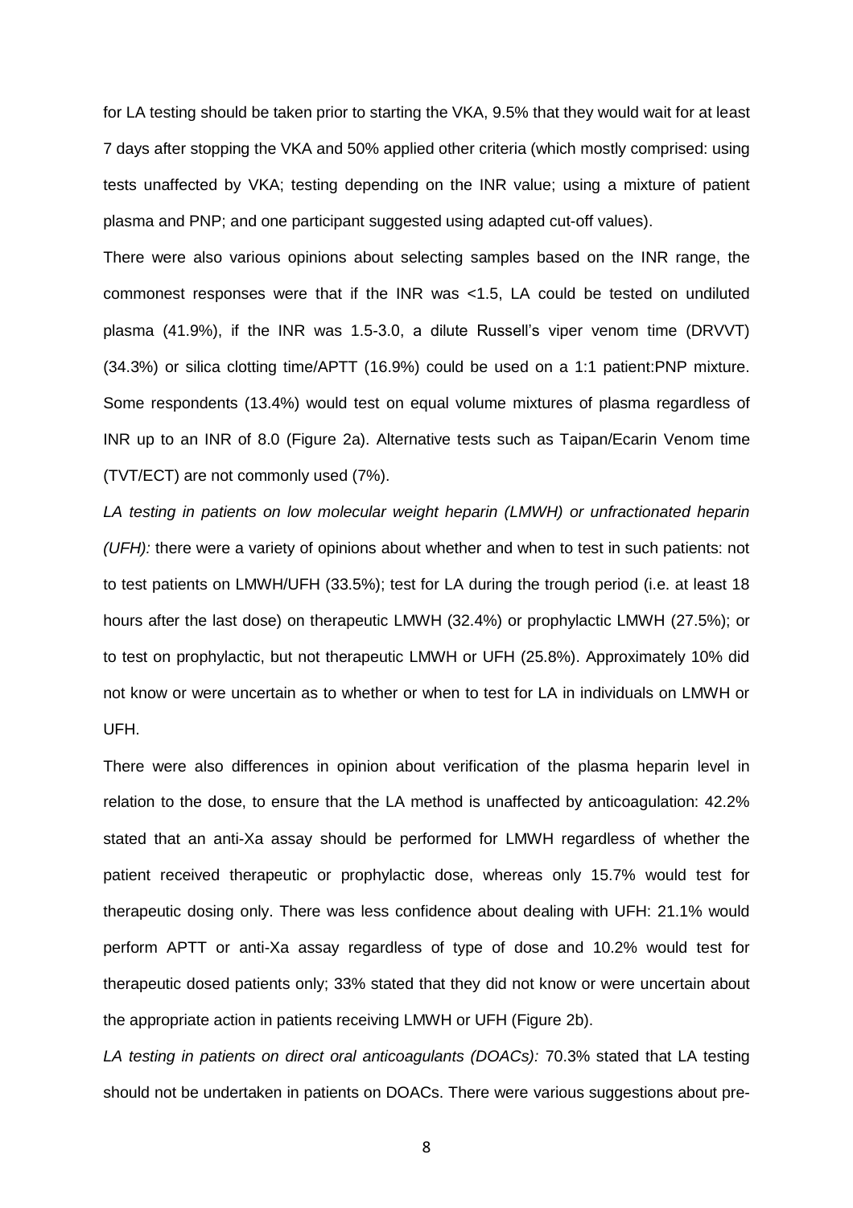for LA testing should be taken prior to starting the VKA, 9.5% that they would wait for at least 7 days after stopping the VKA and 50% applied other criteria (which mostly comprised: using tests unaffected by VKA; testing depending on the INR value; using a mixture of patient plasma and PNP; and one participant suggested using adapted cut-off values).

There were also various opinions about selecting samples based on the INR range, the commonest responses were that if the INR was <1.5, LA could be tested on undiluted plasma (41.9%), if the INR was 1.5-3.0, a dilute Russell's viper venom time (DRVVT) (34.3%) or silica clotting time/APTT (16.9%) could be used on a 1:1 patient:PNP mixture. Some respondents (13.4%) would test on equal volume mixtures of plasma regardless of INR up to an INR of 8.0 (Figure 2a). Alternative tests such as Taipan/Ecarin Venom time (TVT/ECT) are not commonly used (7%).

*LA testing in patients on low molecular weight heparin (LMWH) or unfractionated heparin (UFH):* there were a variety of opinions about whether and when to test in such patients: not to test patients on LMWH/UFH (33.5%); test for LA during the trough period (i.e. at least 18 hours after the last dose) on therapeutic LMWH (32.4%) or prophylactic LMWH (27.5%); or to test on prophylactic, but not therapeutic LMWH or UFH (25.8%). Approximately 10% did not know or were uncertain as to whether or when to test for LA in individuals on LMWH or UFH.

There were also differences in opinion about verification of the plasma heparin level in relation to the dose, to ensure that the LA method is unaffected by anticoagulation: 42.2% stated that an anti-Xa assay should be performed for LMWH regardless of whether the patient received therapeutic or prophylactic dose, whereas only 15.7% would test for therapeutic dosing only. There was less confidence about dealing with UFH: 21.1% would perform APTT or anti-Xa assay regardless of type of dose and 10.2% would test for therapeutic dosed patients only; 33% stated that they did not know or were uncertain about the appropriate action in patients receiving LMWH or UFH (Figure 2b).

*LA testing in patients on direct oral anticoagulants (DOACs):* 70.3% stated that LA testing should not be undertaken in patients on DOACs. There were various suggestions about pre-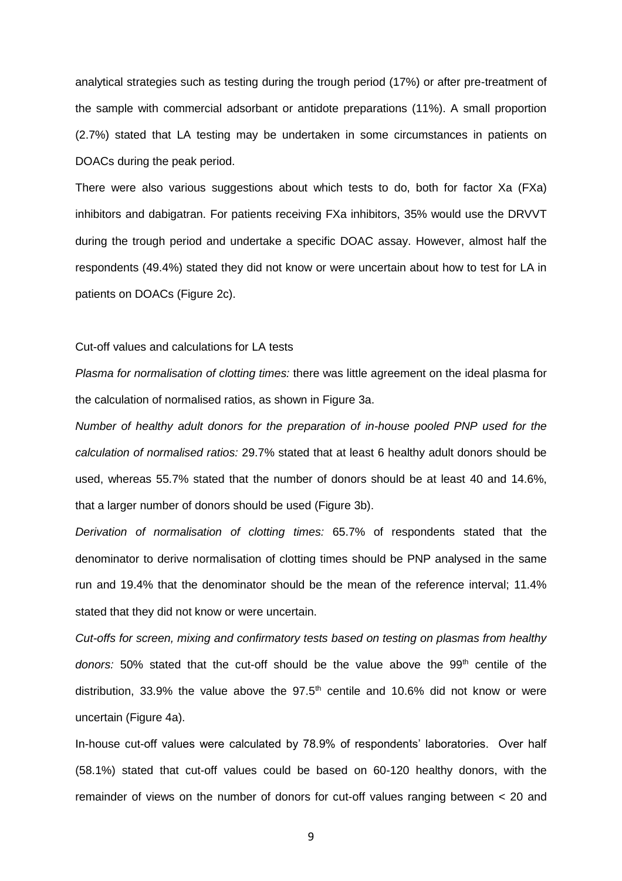analytical strategies such as testing during the trough period (17%) or after pre-treatment of the sample with commercial adsorbant or antidote preparations (11%). A small proportion (2.7%) stated that LA testing may be undertaken in some circumstances in patients on DOACs during the peak period.

There were also various suggestions about which tests to do, both for factor Xa (FXa) inhibitors and dabigatran. For patients receiving FXa inhibitors, 35% would use the DRVVT during the trough period and undertake a specific DOAC assay. However, almost half the respondents (49.4%) stated they did not know or were uncertain about how to test for LA in patients on DOACs (Figure 2c).

Cut-off values and calculations for LA tests

*Plasma for normalisation of clotting times:* there was little agreement on the ideal plasma for the calculation of normalised ratios, as shown in Figure 3a.

*Number of healthy adult donors for the preparation of in-house pooled PNP used for the calculation of normalised ratios:* 29.7% stated that at least 6 healthy adult donors should be used, whereas 55.7% stated that the number of donors should be at least 40 and 14.6%, that a larger number of donors should be used (Figure 3b).

*Derivation of normalisation of clotting times:* 65.7% of respondents stated that the denominator to derive normalisation of clotting times should be PNP analysed in the same run and 19.4% that the denominator should be the mean of the reference interval; 11.4% stated that they did not know or were uncertain.

*Cut-offs for screen, mixing and confirmatory tests based on testing on plasmas from healthy donors:* 50% stated that the cut-off should be the value above the 99$^{th}$ centile of the distribution, 33.9% the value above the 97.5$^{th}$ centile and 10.6% did not know or were uncertain (Figure 4a).

In-house cut-off values were calculated by 78.9% of respondents' laboratories. Over half (58.1%) stated that cut-off values could be based on 60-120 healthy donors, with the remainder of views on the number of donors for cut-off values ranging between < 20 and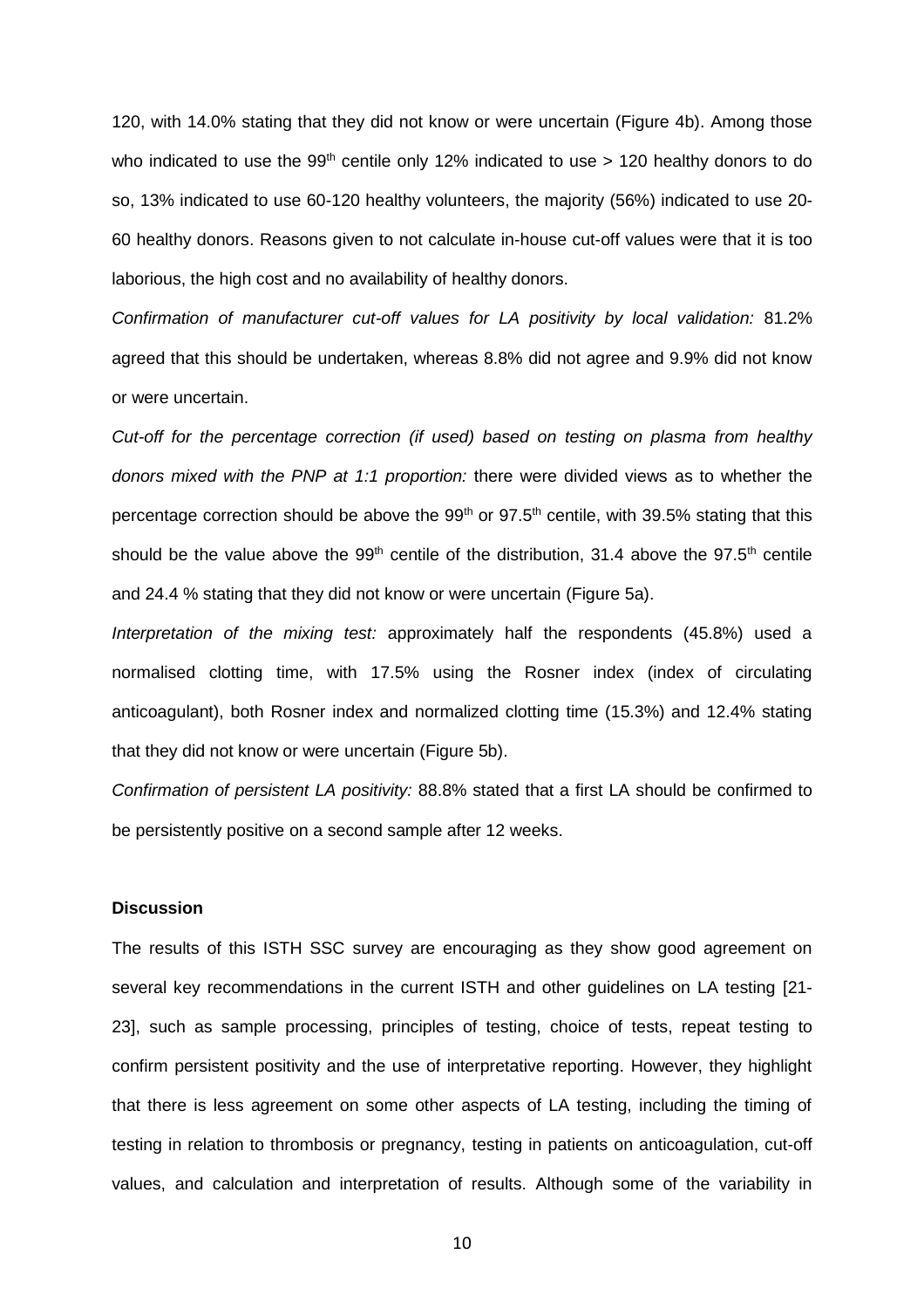120, with 14.0% stating that they did not know or were uncertain (Figure 4b). Among those who indicated to use the 99$^{th}$ centile only 12% indicated to use > 120 healthy donors to do so, 13% indicated to use 60-120 healthy volunteers, the majority (56%) indicated to use 20-60 healthy donors. Reasons given to not calculate in-house cut-off values were that it is too laborious, the high cost and no availability of healthy donors.

*Confirmation of manufacturer cut-off values for LA positivity by local validation:* 81.2% agreed that this should be undertaken, whereas 8.8% did not agree and 9.9% did not know or were uncertain.

*Cut-off for the percentage correction (if used) based on testing on plasma from healthy donors mixed with the PNP at 1:1 proportion:* there were divided views as to whether the percentage correction should be above the 99$^{th}$ or 97.5$^{th}$ centile, with 39.5% stating that this should be the value above the 99$^{th}$ centile of the distribution, 31.4 above the 97.5$^{th}$ centile and 24.4 % stating that they did not know or were uncertain (Figure 5a).

*Interpretation of the mixing test:* approximately half the respondents (45.8%) used a normalised clotting time, with 17.5% using the Rosner index (index of circulating anticoagulant), both Rosner index and normalized clotting time (15.3%) and 12.4% stating that they did not know or were uncertain (Figure 5b).

*Confirmation of persistent LA positivity:* 88.8% stated that a first LA should be confirmed to be persistently positive on a second sample after 12 weeks.

**Discussion**

The results of this ISTH SSC survey are encouraging as they show good agreement on several key recommendations in the current ISTH and other guidelines on LA testing [21-23], such as sample processing, principles of testing, choice of tests, repeat testing to confirm persistent positivity and the use of interpretative reporting. However, they highlight that there is less agreement on some other aspects of LA testing, including the timing of testing in relation to thrombosis or pregnancy, testing in patients on anticoagulation, cut-off values, and calculation and interpretation of results. Although some of the variability in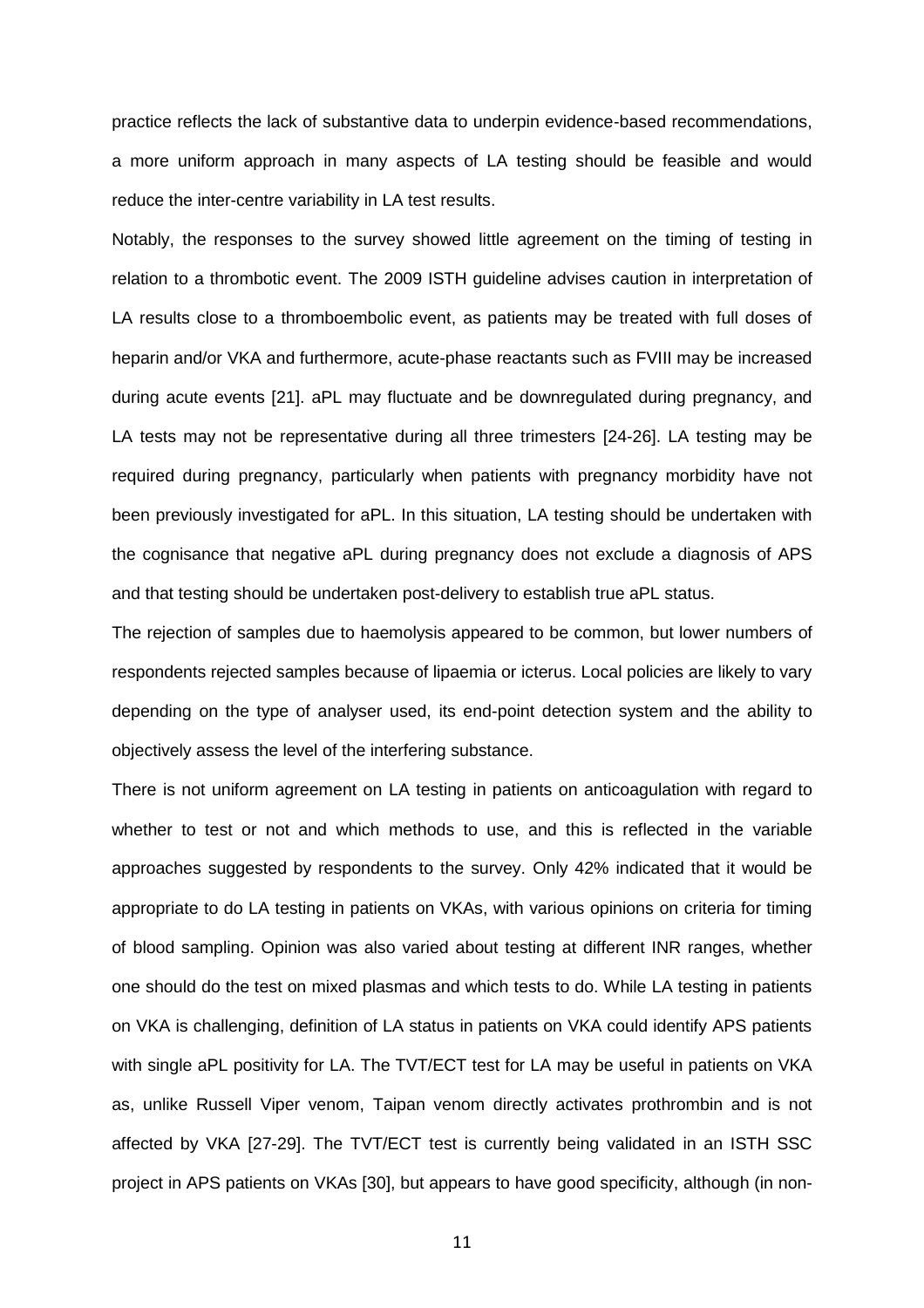practice reflects the lack of substantive data to underpin evidence-based recommendations, a more uniform approach in many aspects of LA testing should be feasible and would reduce the inter-centre variability in LA test results.

Notably, the responses to the survey showed little agreement on the timing of testing in relation to a thrombotic event. The 2009 ISTH guideline advises caution in interpretation of LA results close to a thromboembolic event, as patients may be treated with full doses of heparin and/or VKA and furthermore, acute-phase reactants such as FVIII may be increased during acute events [21]. aPL may fluctuate and be downregulated during pregnancy, and LA tests may not be representative during all three trimesters [24-26]. LA testing may be required during pregnancy, particularly when patients with pregnancy morbidity have not been previously investigated for aPL. In this situation, LA testing should be undertaken with the cognisance that negative aPL during pregnancy does not exclude a diagnosis of APS and that testing should be undertaken post-delivery to establish true aPL status.

The rejection of samples due to haemolysis appeared to be common, but lower numbers of respondents rejected samples because of lipaemia or icterus. Local policies are likely to vary depending on the type of analyser used, its end-point detection system and the ability to objectively assess the level of the interfering substance.

There is not uniform agreement on LA testing in patients on anticoagulation with regard to whether to test or not and which methods to use, and this is reflected in the variable approaches suggested by respondents to the survey. Only 42% indicated that it would be appropriate to do LA testing in patients on VKAs, with various opinions on criteria for timing of blood sampling. Opinion was also varied about testing at different INR ranges, whether one should do the test on mixed plasmas and which tests to do. While LA testing in patients on VKA is challenging, definition of LA status in patients on VKA could identify APS patients with single aPL positivity for LA. The TVT/ECT test for LA may be useful in patients on VKA as, unlike Russell Viper venom, Taipan venom directly activates prothrombin and is not affected by VKA [27-29]. The TVT/ECT test is currently being validated in an ISTH SSC project in APS patients on VKAs [30], but appears to have good specificity, although (in non-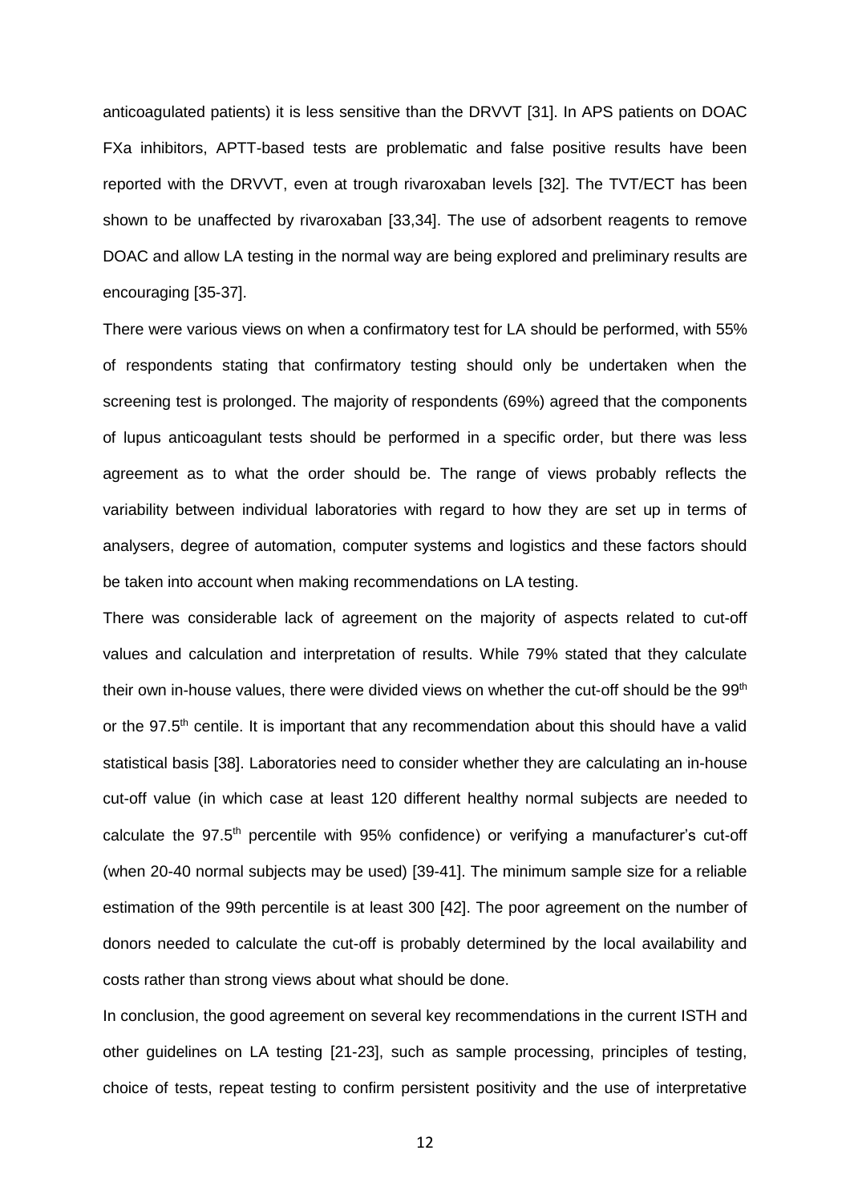anticoagulated patients) it is less sensitive than the DRVVT [31]. In APS patients on DOAC FXa inhibitors, APTT-based tests are problematic and false positive results have been reported with the DRVVT, even at trough rivaroxaban levels [32]. The TVT/ECT has been shown to be unaffected by rivaroxaban [33,34]. The use of adsorbent reagents to remove DOAC and allow LA testing in the normal way are being explored and preliminary results are encouraging [35-37].

There were various views on when a confirmatory test for LA should be performed, with 55% of respondents stating that confirmatory testing should only be undertaken when the screening test is prolonged. The majority of respondents (69%) agreed that the components of lupus anticoagulant tests should be performed in a specific order, but there was less agreement as to what the order should be. The range of views probably reflects the variability between individual laboratories with regard to how they are set up in terms of analysers, degree of automation, computer systems and logistics and these factors should be taken into account when making recommendations on LA testing.

There was considerable lack of agreement on the majority of aspects related to cut-off values and calculation and interpretation of results. While 79% stated that they calculate their own in-house values, there were divided views on whether the cut-off should be the 99$^{th}$ or the 97.5$^{th}$ centile. It is important that any recommendation about this should have a valid statistical basis [38]. Laboratories need to consider whether they are calculating an in-house cut-off value (in which case at least 120 different healthy normal subjects are needed to calculate the 97.5$^{th}$ percentile with 95% confidence) or verifying a manufacturer's cut-off (when 20-40 normal subjects may be used) [39-41]. The minimum sample size for a reliable estimation of the 99th percentile is at least 300 [42]. The poor agreement on the number of donors needed to calculate the cut-off is probably determined by the local availability and costs rather than strong views about what should be done.

In conclusion, the good agreement on several key recommendations in the current ISTH and other guidelines on LA testing [21-23], such as sample processing, principles of testing, choice of tests, repeat testing to confirm persistent positivity and the use of interpretative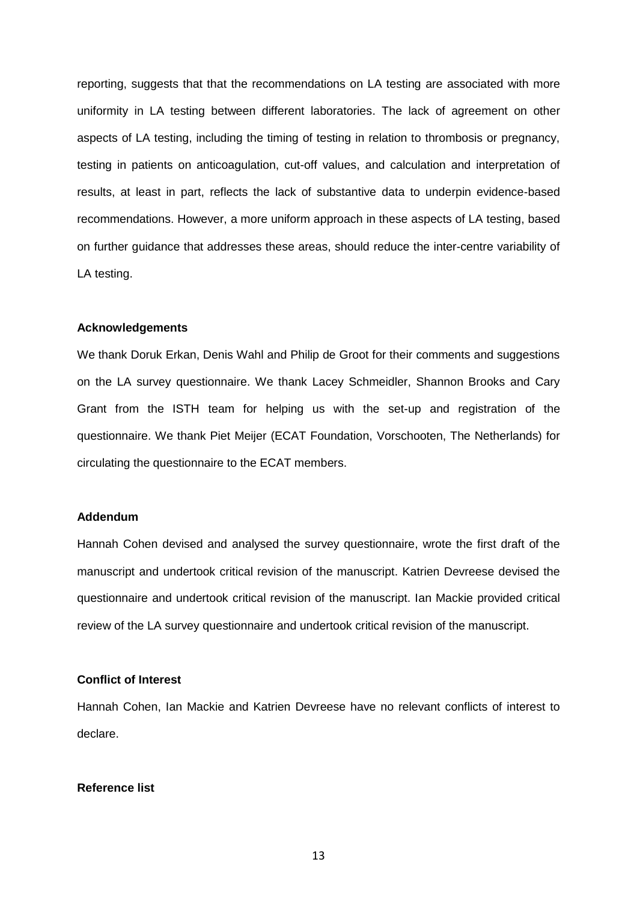reporting, suggests that that the recommendations on LA testing are associated with more uniformity in LA testing between different laboratories. The lack of agreement on other aspects of LA testing, including the timing of testing in relation to thrombosis or pregnancy, testing in patients on anticoagulation, cut-off values, and calculation and interpretation of results, at least in part, reflects the lack of substantive data to underpin evidence-based recommendations. However, a more uniform approach in these aspects of LA testing, based on further guidance that addresses these areas, should reduce the inter-centre variability of LA testing.

**Acknowledgements**

We thank Doruk Erkan, Denis Wahl and Philip de Groot for their comments and suggestions on the LA survey questionnaire. We thank Lacey Schmeidler, Shannon Brooks and Cary Grant from the ISTH team for helping us with the set-up and registration of the questionnaire. We thank Piet Meijer (ECAT Foundation, Vorschooten, The Netherlands) for circulating the questionnaire to the ECAT members.

**Addendum**

Hannah Cohen devised and analysed the survey questionnaire, wrote the first draft of the manuscript and undertook critical revision of the manuscript. Katrien Devreese devised the questionnaire and undertook critical revision of the manuscript. Ian Mackie provided critical review of the LA survey questionnaire and undertook critical revision of the manuscript.

**Conflict of Interest**

Hannah Cohen, Ian Mackie and Katrien Devreese have no relevant conflicts of interest to declare.

**Reference list**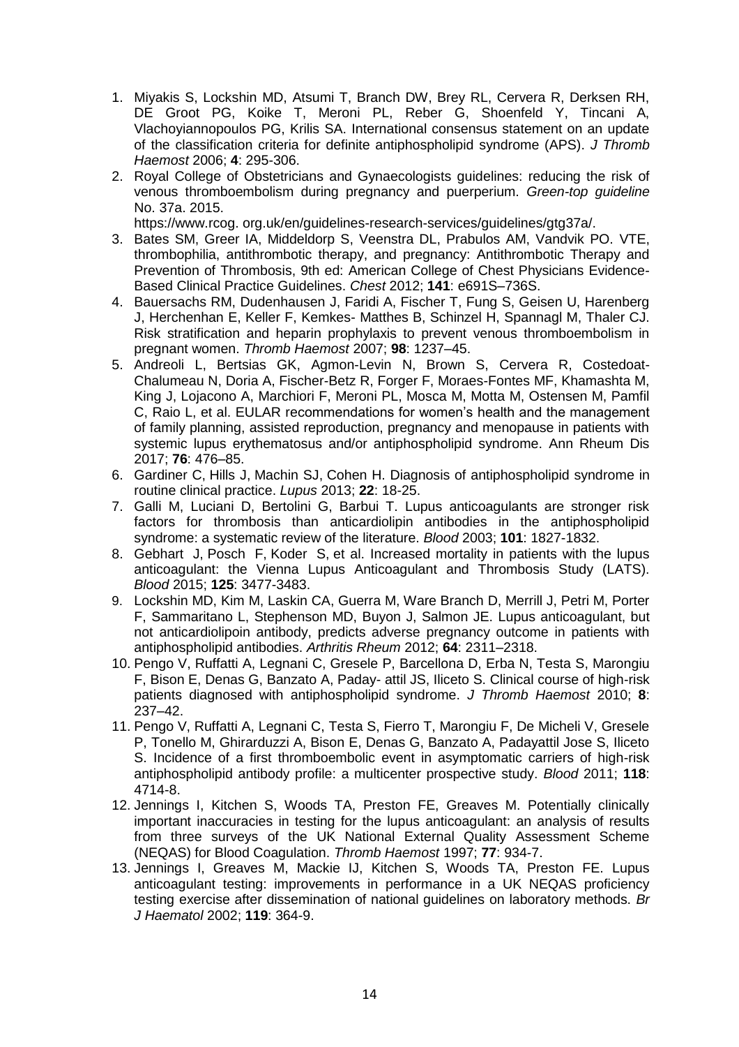1. Miyakis S, Lockshin MD, Atsumi T, Branch DW, Brey RL, Cervera R, Derksen RH, DE Groot PG, Koike T, Meroni PL, Reber G, Shoenfeld Y, Tincani A, Vlachoyiannopoulos PG, Krilis SA. International consensus statement on an update of the classification criteria for definite antiphospholipid syndrome (APS). *J Thromb Haemost* 2006; **4**: 295-306.
2. Royal College of Obstetricians and Gynaecologists guidelines: reducing the risk of venous thromboembolism during pregnancy and puerperium. *Green-top guideline* No. 37a. 2015. https://www.rcog. org.uk/en/guidelines-research-services/guidelines/gtg37a/.
3. Bates SM, Greer IA, Middeldorp S, Veenstra DL, Prabulos AM, Vandvik PO. VTE, thrombophilia, antithrombotic therapy, and pregnancy: Antithrombotic Therapy and Prevention of Thrombosis, 9th ed: American College of Chest Physicians Evidence-Based Clinical Practice Guidelines. *Chest* 2012; **141**: e691S–736S.
4. Bauersachs RM, Dudenhausen J, Faridi A, Fischer T, Fung S, Geisen U, Harenberg J, Herchenhan E, Keller F, Kemkes- Matthes B, Schinzel H, Spannagl M, Thaler CJ. Risk stratification and heparin prophylaxis to prevent venous thromboembolism in pregnant women. *Thromb Haemost* 2007; **98**: 1237–45.
5. Andreoli L, Bertsias GK, Agmon-Levin N, Brown S, Cervera R, Costedoat-Chalumeau N, Doria A, Fischer-Betz R, Forger F, Moraes-Fontes MF, Khamashta M, King J, Lojacono A, Marchiori F, Meroni PL, Mosca M, Motta M, Ostensen M, Pamfil C, Raio L, et al. EULAR recommendations for women's health and the management of family planning, assisted reproduction, pregnancy and menopause in patients with systemic lupus erythematosus and/or antiphospholipid syndrome. Ann Rheum Dis 2017; **76**: 476–85.
6. Gardiner C, Hills J, Machin SJ, Cohen H. Diagnosis of antiphospholipid syndrome in routine clinical practice. *Lupus* 2013; **22**: 18-25.
7. Galli M, Luciani D, Bertolini G, Barbui T. Lupus anticoagulants are stronger risk factors for thrombosis than anticardiolipin antibodies in the antiphospholipid syndrome: a systematic review of the literature. *Blood* 2003; **101**: 1827-1832.
8. Gebhart J, Posch F, Koder S, et al. Increased mortality in patients with the lupus anticoagulant: the Vienna Lupus Anticoagulant and Thrombosis Study (LATS). *Blood* 2015; **125**: 3477-3483.
9. Lockshin MD, Kim M, Laskin CA, Guerra M, Ware Branch D, Merrill J, Petri M, Porter F, Sammaritano L, Stephenson MD, Buyon J, Salmon JE. Lupus anticoagulant, but not anticardiolipoin antibody, predicts adverse pregnancy outcome in patients with antiphospholipid antibodies. *Arthritis Rheum* 2012; **64**: 2311–2318.
10. Pengo V, Ruffatti A, Legnani C, Gresele P, Barcellona D, Erba N, Testa S, Marongiu F, Bison E, Denas G, Banzato A, Paday- attil JS, Iliceto S. Clinical course of high-risk patients diagnosed with antiphospholipid syndrome. *J Thromb Haemost* 2010; **8**: 237–42.
11. Pengo V, Ruffatti A, Legnani C, Testa S, Fierro T, Marongiu F, De Micheli V, Gresele P, Tonello M, Ghirarduzzi A, Bison E, Denas G, Banzato A, Padayattil Jose S, Iliceto S. Incidence of a first thromboembolic event in asymptomatic carriers of high-risk antiphospholipid antibody profile: a multicenter prospective study. *Blood* 2011; **118**: 4714-8.
12. Jennings I, Kitchen S, Woods TA, Preston FE, Greaves M. Potentially clinically important inaccuracies in testing for the lupus anticoagulant: an analysis of results from three surveys of the UK National External Quality Assessment Scheme (NEQAS) for Blood Coagulation. *Thromb Haemost* 1997; **77**: 934-7.
13. Jennings I, Greaves M, Mackie IJ, Kitchen S, Woods TA, Preston FE. Lupus anticoagulant testing: improvements in performance in a UK NEQAS proficiency testing exercise after dissemination of national guidelines on laboratory methods. *Br J Haematol* 2002; **119**: 364-9.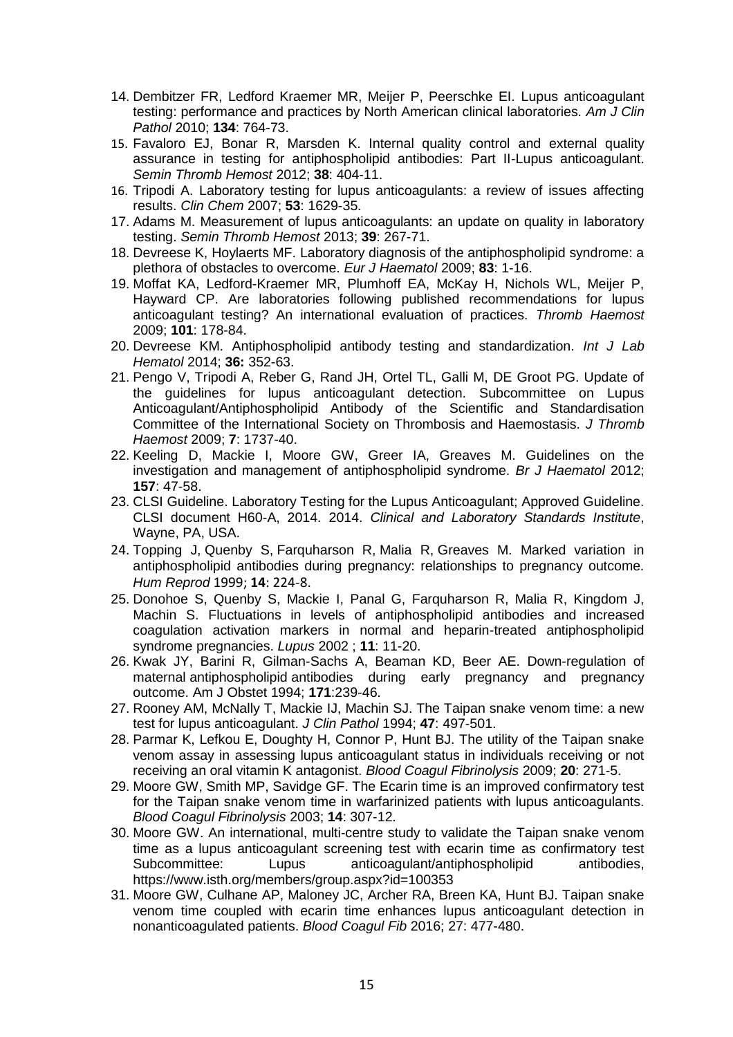14. Dembitzer FR, Ledford Kraemer MR, Meijer P, Peerschke EI. Lupus anticoagulant testing: performance and practices by North American clinical laboratories. *Am J Clin Pathol* 2010; **134**: 764-73.
15. Favaloro EJ, Bonar R, Marsden K. Internal quality control and external quality assurance in testing for antiphospholipid antibodies: Part II-Lupus anticoagulant. *Semin Thromb Hemost* 2012; **38**: 404-11.
16. Tripodi A. Laboratory testing for lupus anticoagulants: a review of issues affecting results. *Clin Chem* 2007; **53**: 1629-35.
17. Adams M. Measurement of lupus anticoagulants: an update on quality in laboratory testing. *Semin Thromb Hemost* 2013; **39**: 267-71.
18. Devreese K, Hoylaerts MF. Laboratory diagnosis of the antiphospholipid syndrome: a plethora of obstacles to overcome. *Eur J Haematol* 2009; **83**: 1-16.
19. Moffat KA, Ledford-Kraemer MR, Plumhoff EA, McKay H, Nichols WL, Meijer P, Hayward CP. Are laboratories following published recommendations for lupus anticoagulant testing? An international evaluation of practices. *Thromb Haemost* 2009; **101**: 178-84.
20. Devreese KM. Antiphospholipid antibody testing and standardization. *Int J Lab Hematol* 2014; **36:** 352-63.
21. Pengo V, Tripodi A, Reber G, Rand JH, Ortel TL, Galli M, DE Groot PG. Update of the guidelines for lupus anticoagulant detection. Subcommittee on Lupus Anticoagulant/Antiphospholipid Antibody of the Scientific and Standardisation Committee of the International Society on Thrombosis and Haemostasis. *J Thromb Haemost* 2009; **7**: 1737-40.
22. Keeling D, Mackie I, Moore GW, Greer IA, Greaves M. Guidelines on the investigation and management of antiphospholipid syndrome. *Br J Haematol* 2012; **157**: 47-58.
23. CLSI Guideline. Laboratory Testing for the Lupus Anticoagulant; Approved Guideline. CLSI document H60-A, 2014. 2014. *Clinical and Laboratory Standards Institute*, Wayne, PA, USA.
24. Topping J, Quenby S, Farquharson R, Malia R, Greaves M. Marked variation in antiphospholipid antibodies during pregnancy: relationships to pregnancy outcome. *Hum Reprod* 1999*;* **14**: 224-8.
25. Donohoe S, Quenby S, Mackie I, Panal G, Farquharson R, Malia R, Kingdom J, Machin S. Fluctuations in levels of antiphospholipid antibodies and increased coagulation activation markers in normal and heparin-treated antiphospholipid syndrome pregnancies. *Lupus* 2002 ; **11**: 11-20.
26. Kwak JY, Barini R, Gilman-Sachs A, Beaman KD, Beer AE. Down-regulation of maternal antiphospholipid antibodies during early pregnancy and pregnancy outcome. Am J Obstet 1994; **171**:239-46.
27. Rooney AM, McNally T, Mackie IJ, Machin SJ. The Taipan snake venom time: a new test for lupus anticoagulant. *J Clin Pathol* 1994; **47**: 497-501.
28. Parmar K, Lefkou E, Doughty H, Connor P, Hunt BJ. The utility of the Taipan snake venom assay in assessing lupus anticoagulant status in individuals receiving or not receiving an oral vitamin K antagonist. *Blood Coagul Fibrinolysis* 2009; **20**: 271-5.
29. Moore GW, Smith MP, Savidge GF. The Ecarin time is an improved confirmatory test for the Taipan snake venom time in warfarinized patients with lupus anticoagulants. *Blood Coagul Fibrinolysis* 2003; **14**: 307-12.
30. Moore GW. An international, multi-centre study to validate the Taipan snake venom time as a lupus anticoagulant screening test with ecarin time as confirmatory test Subcommittee: Lupus anticoagulant/antiphospholipid antibodies, https://www.isth.org/members/group.aspx?id=100353
31. Moore GW, Culhane AP, Maloney JC, Archer RA, Breen KA, Hunt BJ. Taipan snake venom time coupled with ecarin time enhances lupus anticoagulant detection in nonanticoagulated patients. *Blood Coagul Fib* 2016; 27: 477-480.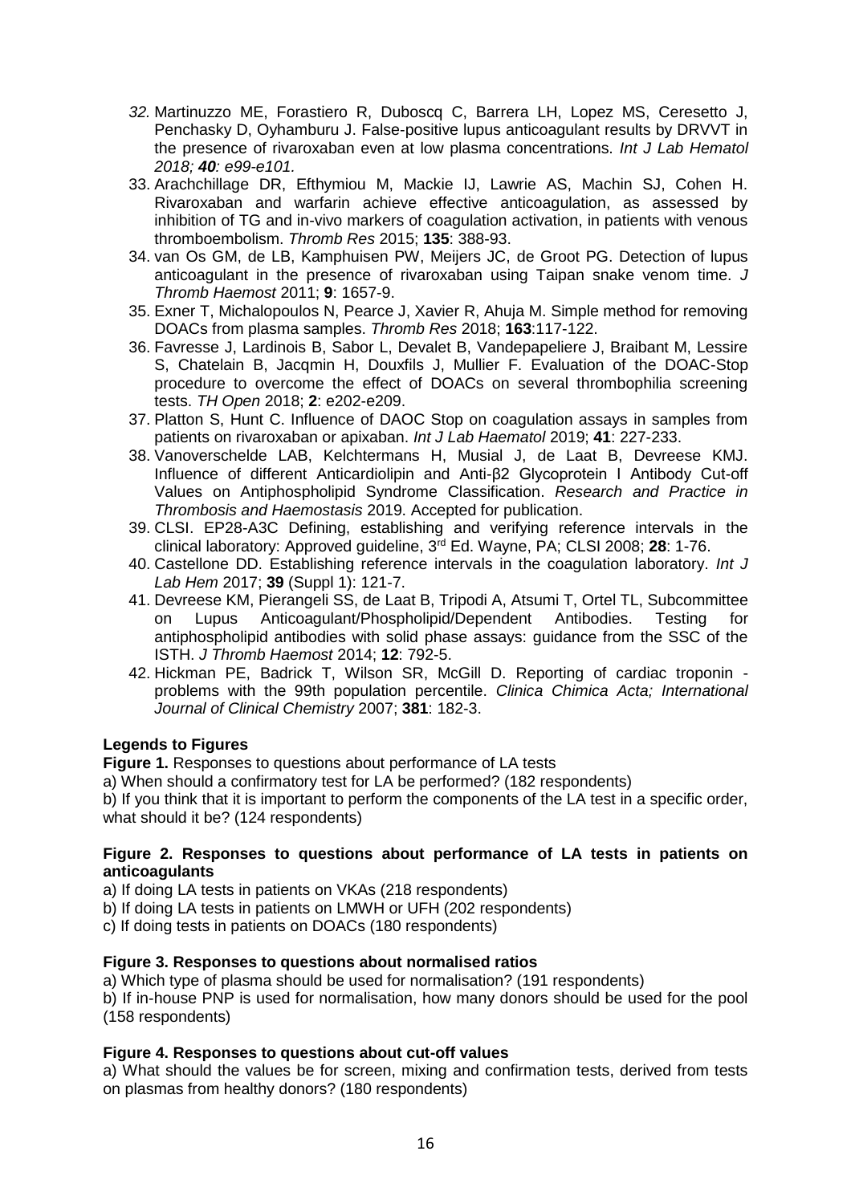32. Martinuzzo ME, Forastiero R, Duboscq C, Barrera LH, Lopez MS, Ceresetto J, Penchasky D, Oyhamburu J. False-positive lupus anticoagulant results by DRVVT in the presence of rivaroxaban even at low plasma concentrations. *Int J Lab Hematol 2018; **40**: e99-e101.*
33. Arachchillage DR, Efthymiou M, Mackie IJ, Lawrie AS, Machin SJ, Cohen H. Rivaroxaban and warfarin achieve effective anticoagulation, as assessed by inhibition of TG and in-vivo markers of coagulation activation, in patients with venous thromboembolism. *Thromb Res* 2015; **135**: 388-93.
34. van Os GM, de LB, Kamphuisen PW, Meijers JC, de Groot PG. Detection of lupus anticoagulant in the presence of rivaroxaban using Taipan snake venom time. *J Thromb Haemost* 2011; **9**: 1657-9.
35. Exner T, Michalopoulos N, Pearce J, Xavier R, Ahuja M. Simple method for removing DOACs from plasma samples. *Thromb Res* 2018; **163**:117-122.
36. Favresse J, Lardinois B, Sabor L, Devalet B, Vandepapeliere J, Braibant M, Lessire S, Chatelain B, Jacqmin H, Douxfils J, Mullier F. Evaluation of the DOAC-Stop procedure to overcome the effect of DOACs on several thrombophilia screening tests. *TH Open* 2018; **2**: e202-e209.
37. Platton S, Hunt C. Influence of DAOC Stop on coagulation assays in samples from patients on rivaroxaban or apixaban. *Int J Lab Haematol* 2019; **41**: 227-233.
38. Vanoverschelde LAB, Kelchtermans H, Musial J, de Laat B, Devreese KMJ. Influence of different Anticardiolipin and Anti-β2 Glycoprotein I Antibody Cut-off Values on Antiphospholipid Syndrome Classification. *Research and Practice in Thrombosis and Haemostasis* 2019. Accepted for publication.
39. CLSI. EP28-A3C Defining, establishing and verifying reference intervals in the clinical laboratory: Approved guideline, 3rd Ed. Wayne, PA; CLSI 2008; **28**: 1-76.
40. Castellone DD. Establishing reference intervals in the coagulation laboratory. *Int J Lab Hem* 2017; **39** (Suppl 1): 121-7.
41. Devreese KM, Pierangeli SS, de Laat B, Tripodi A, Atsumi T, Ortel TL, Subcommittee on Lupus Anticoagulant/Phospholipid/Dependent Antibodies. Testing for antiphospholipid antibodies with solid phase assays: guidance from the SSC of the ISTH. *J Thromb Haemost* 2014; **12**: 792-5.
42. Hickman PE, Badrick T, Wilson SR, McGill D. Reporting of cardiac troponin - problems with the 99th population percentile. *Clinica Chimica Acta; International Journal of Clinical Chemistry* 2007; **381**: 182-3.

## Legends to Figures

**Figure 1.** Responses to questions about performance of LA tests

a) When should a confirmatory test for LA be performed? (182 respondents)

b) If you think that it is important to perform the components of the LA test in a specific order, what should it be? (124 respondents)

**Figure 2. Responses to questions about performance of LA tests in patients on anticoagulants**

a) If doing LA tests in patients on VKAs (218 respondents)

b) If doing LA tests in patients on LMWH or UFH (202 respondents)

c) If doing tests in patients on DOACs (180 respondents)

**Figure 3. Responses to questions about normalised ratios**

a) Which type of plasma should be used for normalisation? (191 respondents)

b) If in-house PNP is used for normalisation, how many donors should be used for the pool (158 respondents)

**Figure 4. Responses to questions about cut-off values**

a) What should the values be for screen, mixing and confirmation tests, derived from tests on plasmas from healthy donors? (180 respondents)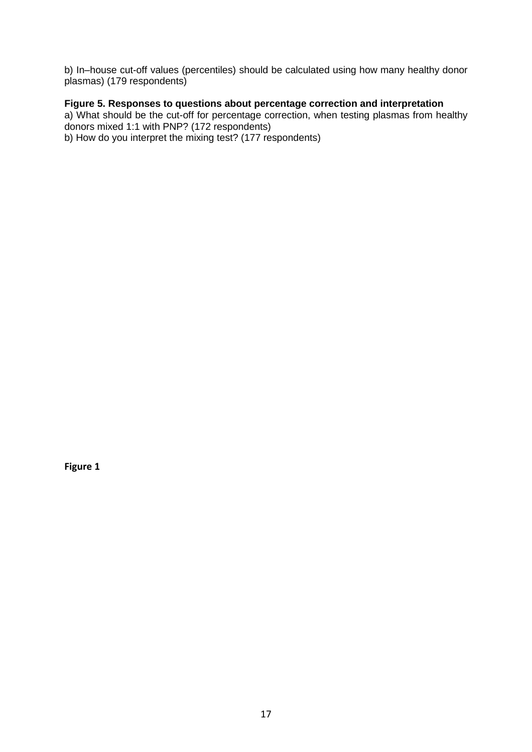b) In–house cut-off values (percentiles) should be calculated using how many healthy donor plasmas) (179 respondents)

**Figure 5. Responses to questions about percentage correction and interpretation**

a) What should be the cut-off for percentage correction, when testing plasmas from healthy donors mixed 1:1 with PNP? (172 respondents)

b) How do you interpret the mixing test? (177 respondents)

**Figure 1**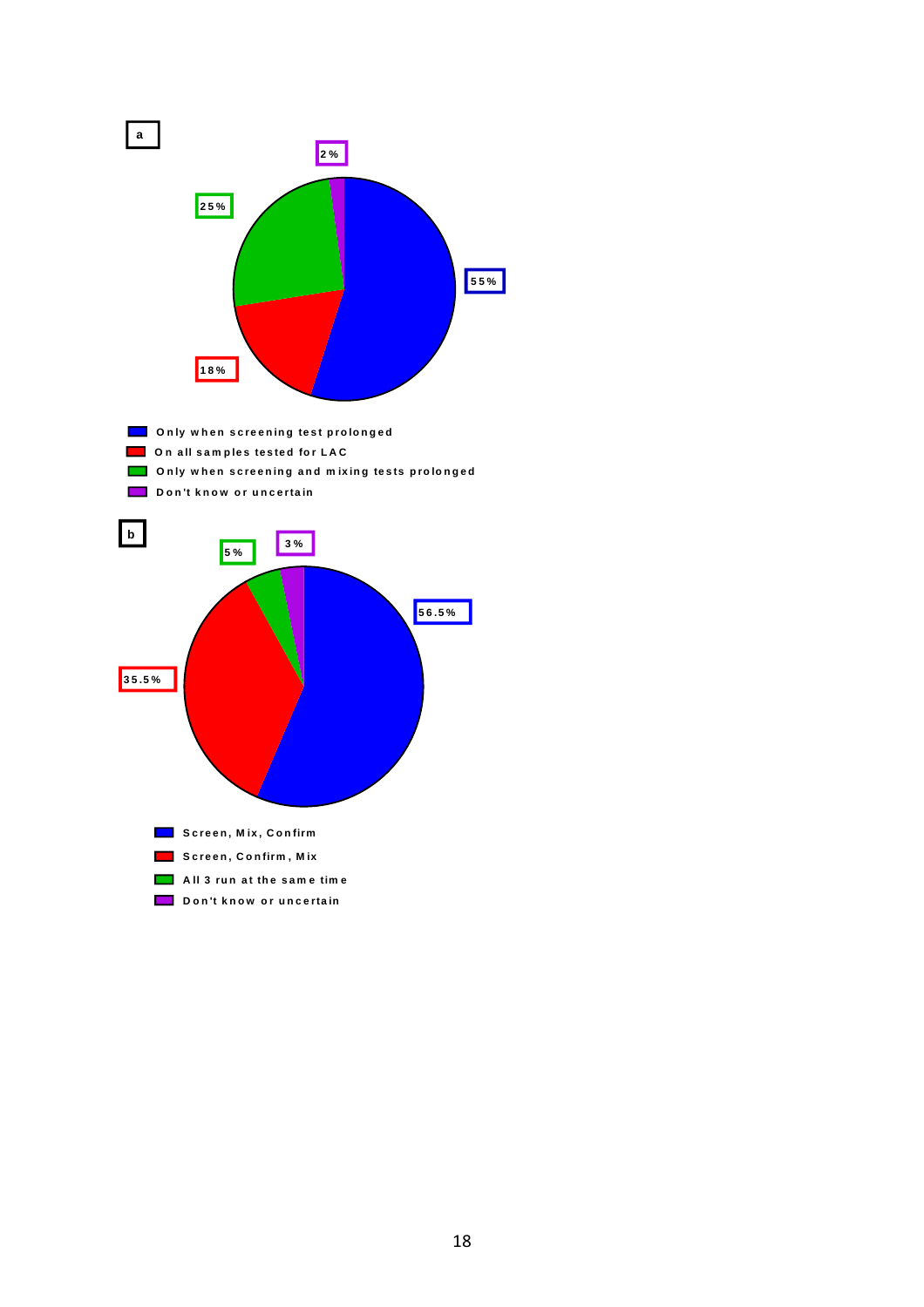a

2%

25%

55%

18%

- Only when screening test prolonged
- On all samples tested for LAC
- Only when screening and mixing tests prolonged
- Don't know or uncertain

b

5%

3%

56.5%

35.5%

- Screen, Mix, Confirm
- Screen, Confirm, Mix
- All 3 run at the same time
- Don't know or uncertain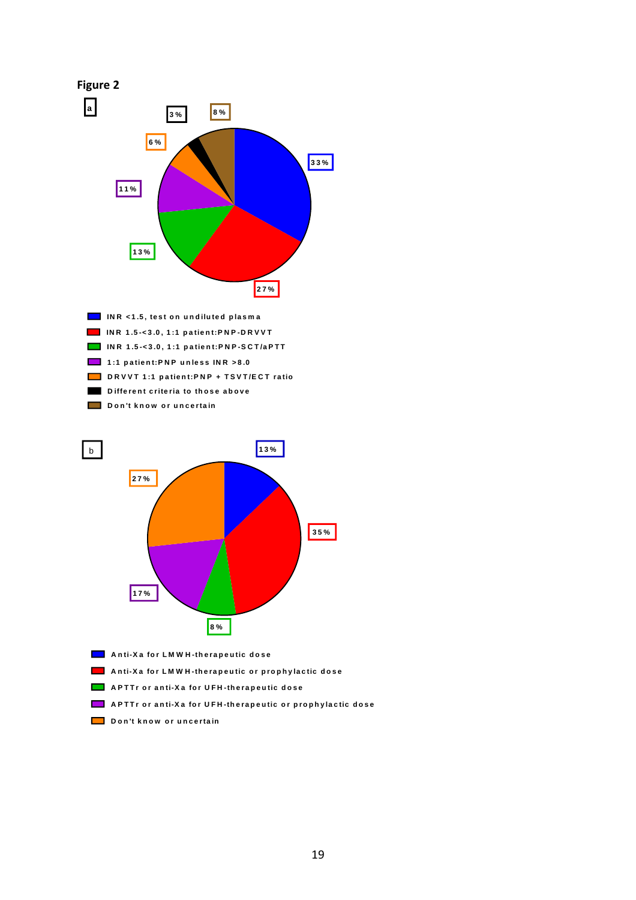**Figure 2**

**a**

| Category | Percentage |
|---|---|
| INR <1.5, test on undiluted plasma | 33% |
| INR 1.5-<3.0, 1:1 patient:PNP-DRVVT | 27% |
| INR 1.5-<3.0, 1:1 patient:PNP-SCT/aPTT | 13% |
| 1:1 patient:PNP unless INR >8.0 | 11% |
| DRVVT 1:1 patient:PNP + TSVT/ECT ratio | 6% |
| Different criteria to those above | 3% |
| Don't know or uncertain | 8% |

**b**

| Category | Percentage |
|---|---|
| Anti-Xa for LMWH-therapeutic dose | 13% |
| Anti-Xa for LMWH-therapeutic or prophylactic dose | 35% |
| APTTr or anti-Xa for UFH-therapeutic dose | 8% |
| APTTr or anti-Xa for UFH-therapeutic or prophylactic dose | 17% |
| Don't know or uncertain | 27% |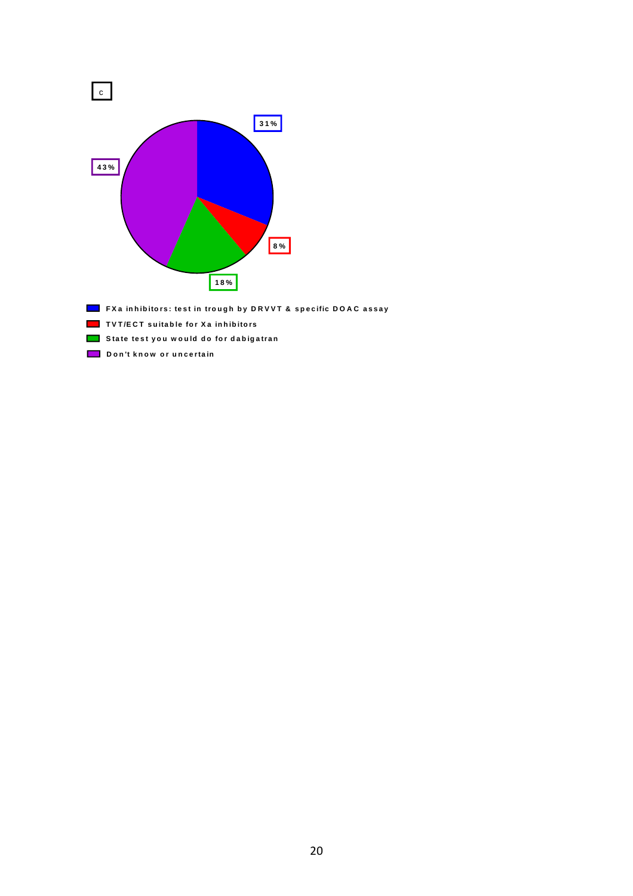c

| Response | Percentage |
|---|---|
| FXa inhibitors: test in trough by DRVVT & specific DOAC assay | 31% |
| TVT/ECT suitable for Xa inhibitors | 8% |
| State test you would do for dabigatran | 18% |
| Don't know or uncertain | 43% |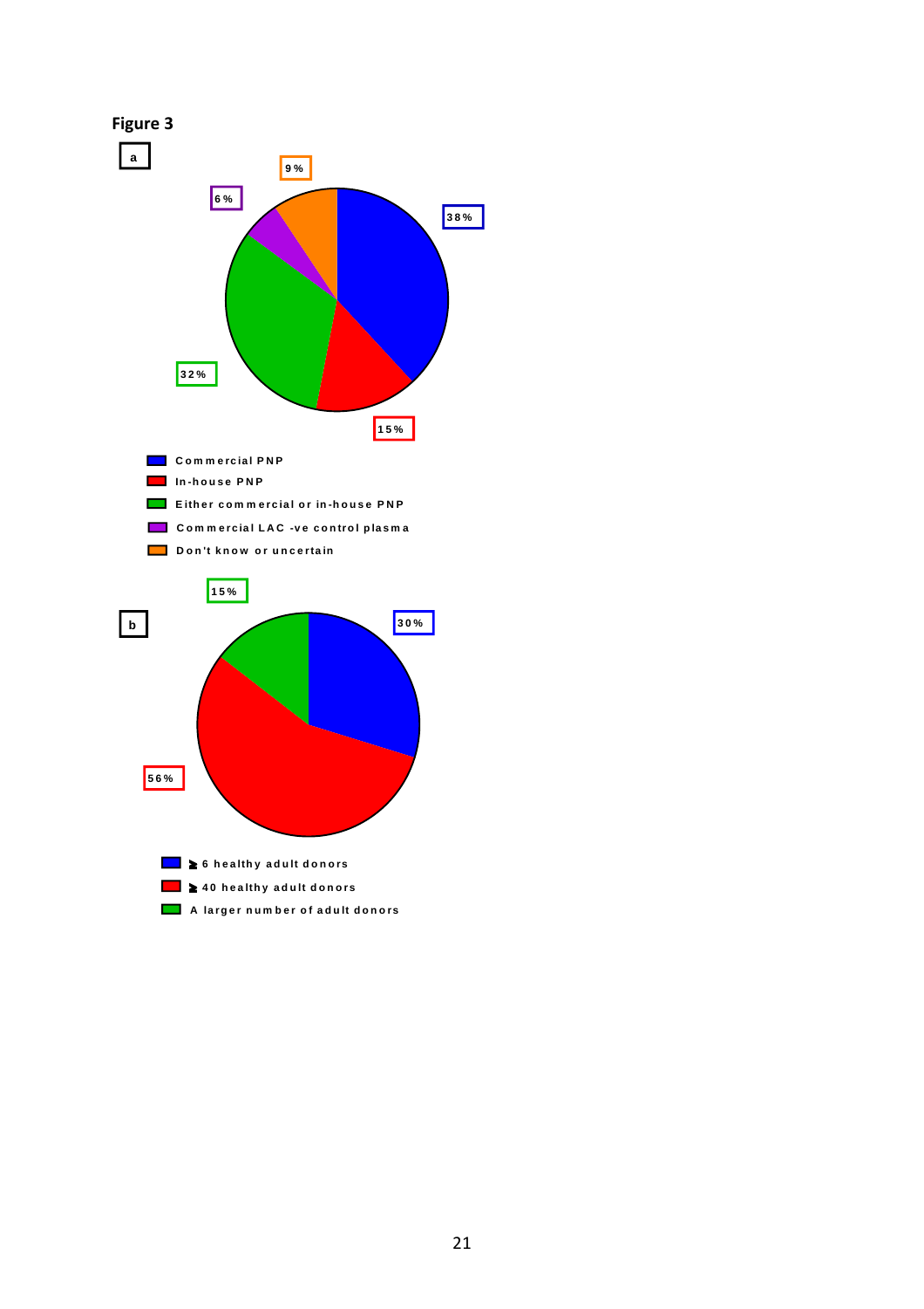**Figure 3**

**a**

- 38% — Commercial PNP
- 15% — In-house PNP
- 32% — Either commercial or in-house PNP
- 6% — Commercial LAC -ve control plasma
- 9% — Don't know or uncertain

**b**

- 30% — ≥ 6 healthy adult donors
- 56% — ≥ 40 healthy adult donors
- 15% — A larger number of adult donors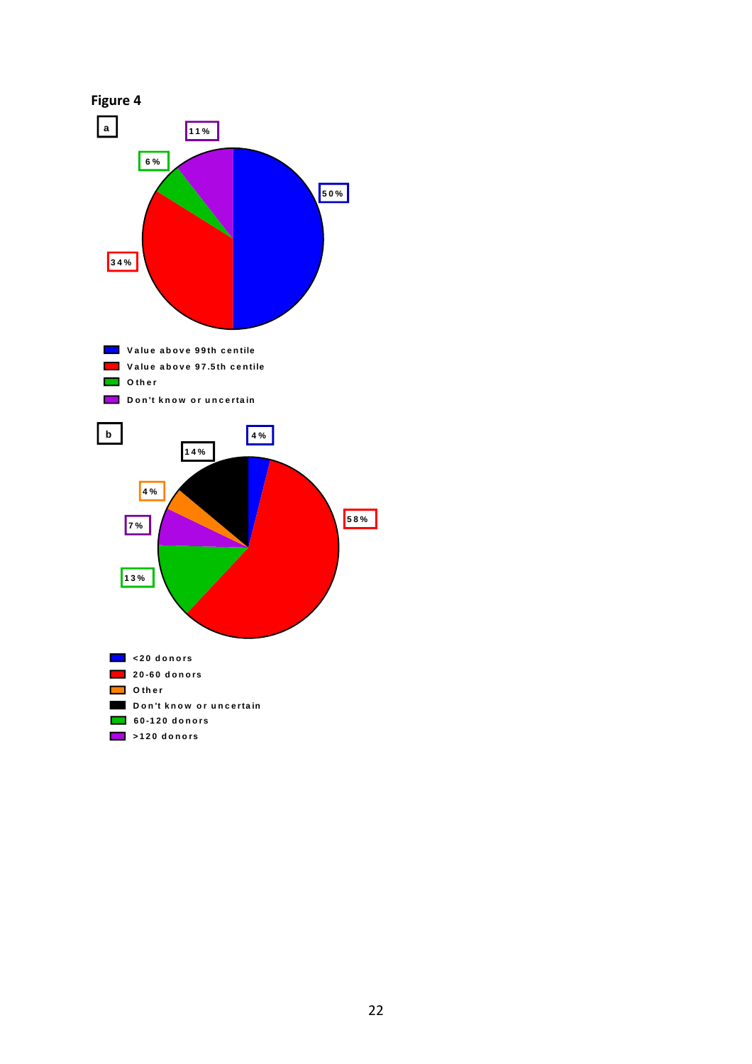# Figure 4

**a**

| Category | Percentage |
|---|---|
| Value above 99th centile | 50% |
| Value above 97.5th centile | 34% |
| Other | 6% |
| Don't know or uncertain | 11% |

**b**

| Category | Percentage |
|---|---|
| <20 donors | 4% |
| 20-60 donors | 58% |
| Other | 4% |
| Don't know or uncertain | 14% |
| 60-120 donors | 13% |
| >120 donors | 7% |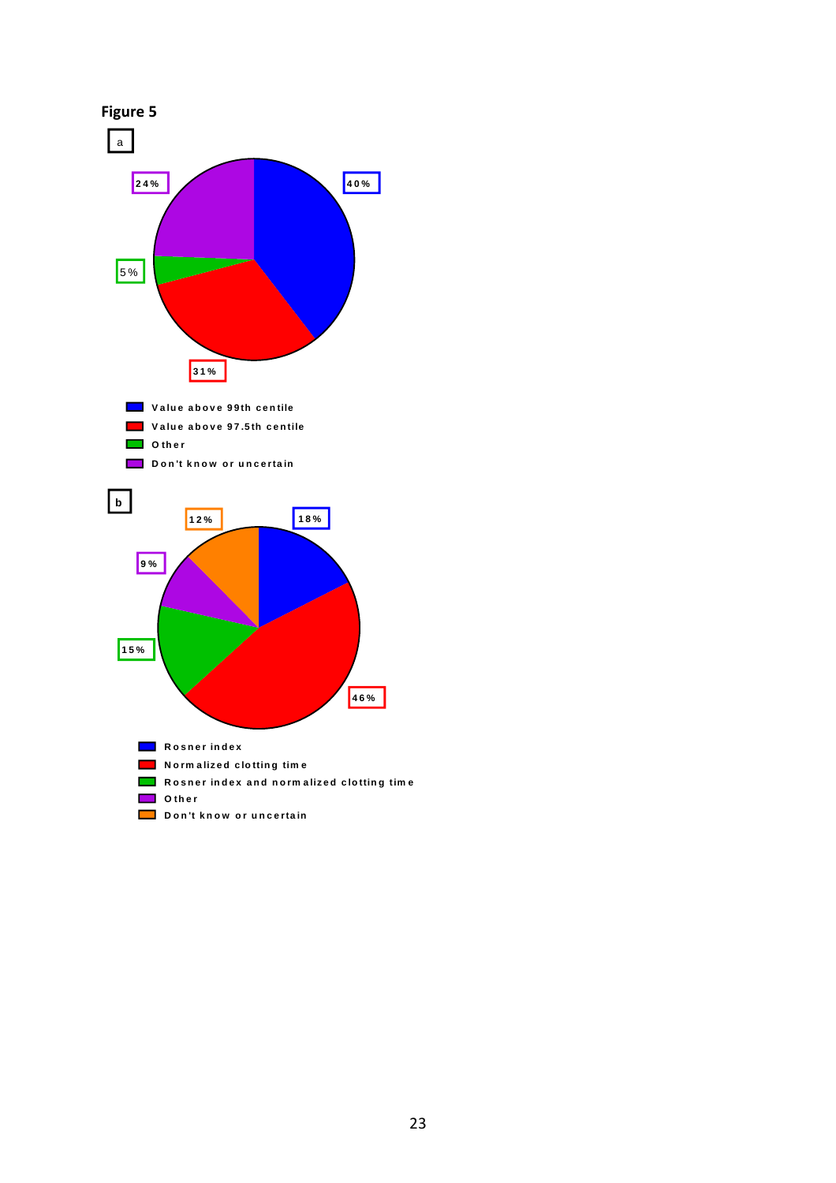Figure 5

a

24%

40%

5%

31%

Value above 99th centile

Value above 97.5th centile

Other

Don't know or uncertain

b

12%

18%

9%

15%

46%

Rosner index

Normalized clotting time

Rosner index and normalized clotting time

Other

Don't know or uncertain